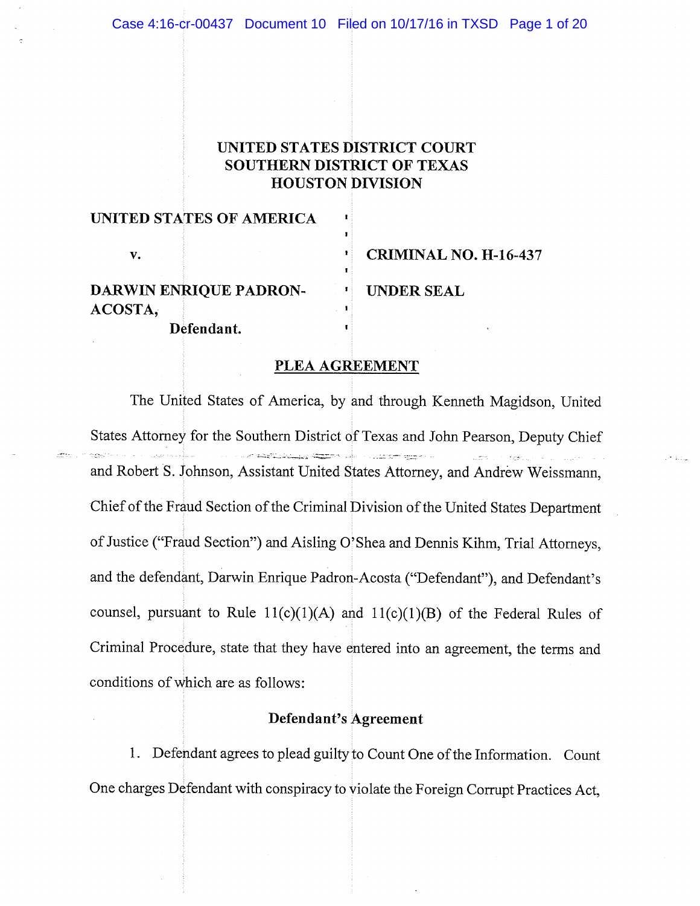# UNITED STATES DISTRICT COURT
# SOUTHERN DISTRICT OF TEXAS
# HOUSTON DIVISION

| | | |
|---|---|---|
| **UNITED STATES OF AMERICA** | | |
| **v.** | | **CRIMINAL NO. H-16-437** |
| **DARWIN ENRIQUE PADRON-ACOSTA,** | | **UNDER SEAL** |
| **Defendant.** | | |

## PLEA AGREEMENT

The United States of America, by and through Kenneth Magidson, United States Attorney for the Southern District of Texas and John Pearson, Deputy Chief and Robert S. Johnson, Assistant United States Attorney, and Andrew Weissmann, Chief of the Fraud Section of the Criminal Division of the United States Department of Justice ("Fraud Section") and Aisling O'Shea and Dennis Kihm, Trial Attorneys, and the defendant, Darwin Enrique Padron-Acosta ("Defendant"), and Defendant's counsel, pursuant to Rule 11(c)(1)(A) and 11(c)(1)(B) of the Federal Rules of Criminal Procedure, state that they have entered into an agreement, the terms and conditions of which are as follows:

### Defendant's Agreement

1. Defendant agrees to plead guilty to Count One of the Information. Count One charges Defendant with conspiracy to violate the Foreign Corrupt Practices Act,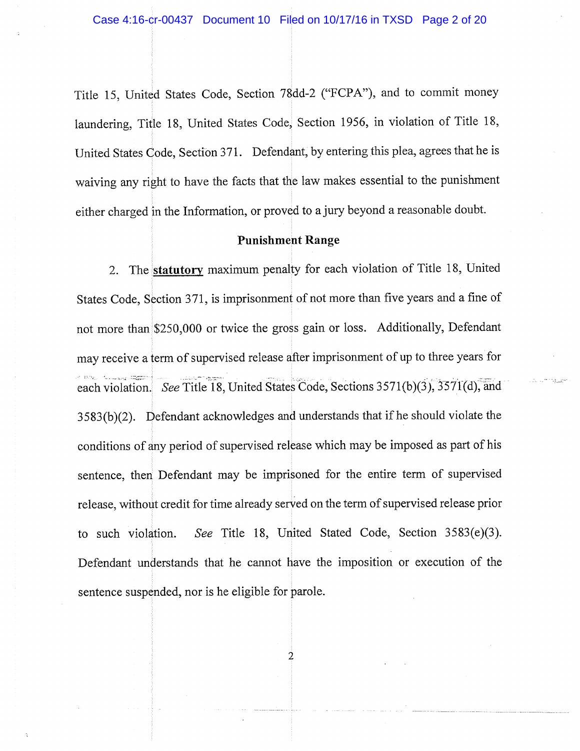Title 15, United States Code, Section 78dd-2 ("FCPA"), and to commit money laundering, Title 18, United States Code, Section 1956, in violation of Title 18, United States Code, Section 371. Defendant, by entering this plea, agrees that he is waiving any right to have the facts that the law makes essential to the punishment either charged in the Information, or proved to a jury beyond a reasonable doubt.

## Punishment Range

2. The **statutory** maximum penalty for each violation of Title 18, United States Code, Section 371, is imprisonment of not more than five years and a fine of not more than $250,000 or twice the gross gain or loss. Additionally, Defendant may receive a term of supervised release after imprisonment of up to three years for each violation. *See* Title 18, United States Code, Sections 3571(b)(3), 3571(d), and 3583(b)(2). Defendant acknowledges and understands that if he should violate the conditions of any period of supervised release which may be imposed as part of his sentence, then Defendant may be imprisoned for the entire term of supervised release, without credit for time already served on the term of supervised release prior to such violation. *See* Title 18, United Stated Code, Section 3583(e)(3). Defendant understands that he cannot have the imposition or execution of the sentence suspended, nor is he eligible for parole.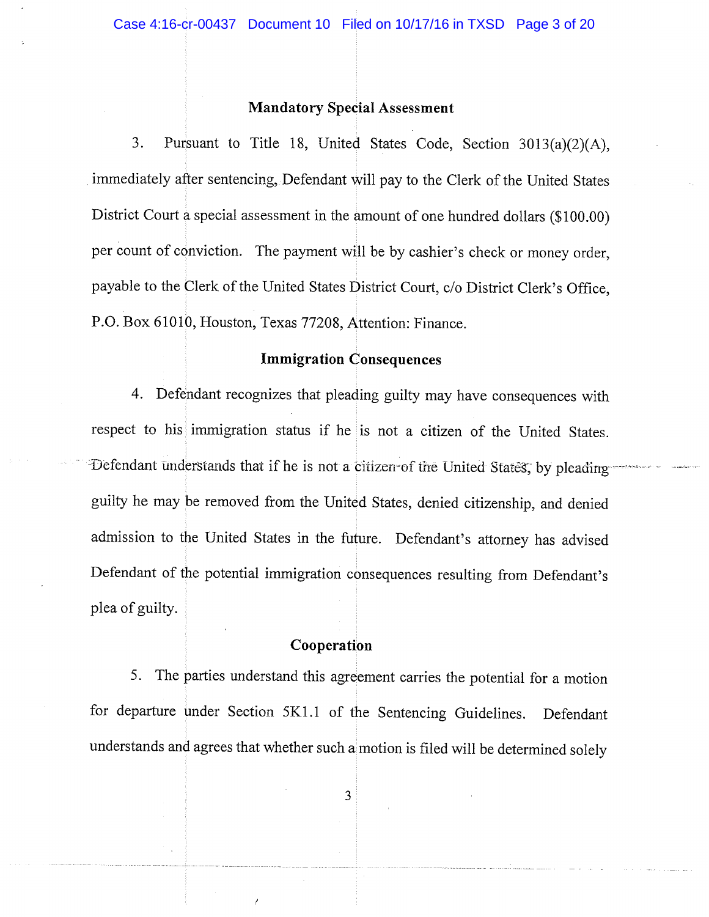### Mandatory Special Assessment

3. Pursuant to Title 18, United States Code, Section 3013(a)(2)(A), immediately after sentencing, Defendant will pay to the Clerk of the United States District Court a special assessment in the amount of one hundred dollars ($100.00) per count of conviction. The payment will be by cashier's check or money order, payable to the Clerk of the United States District Court, c/o District Clerk's Office, P.O. Box 61010, Houston, Texas 77208, Attention: Finance.

### Immigration Consequences

4. Defendant recognizes that pleading guilty may have consequences with respect to his immigration status if he is not a citizen of the United States. Defendant understands that if he is not a citizen of the United States, by pleading guilty he may be removed from the United States, denied citizenship, and denied admission to the United States in the future. Defendant's attorney has advised Defendant of the potential immigration consequences resulting from Defendant's plea of guilty.

### Cooperation

5. The parties understand this agreement carries the potential for a motion for departure under Section 5K1.1 of the Sentencing Guidelines. Defendant understands and agrees that whether such a motion is filed will be determined solely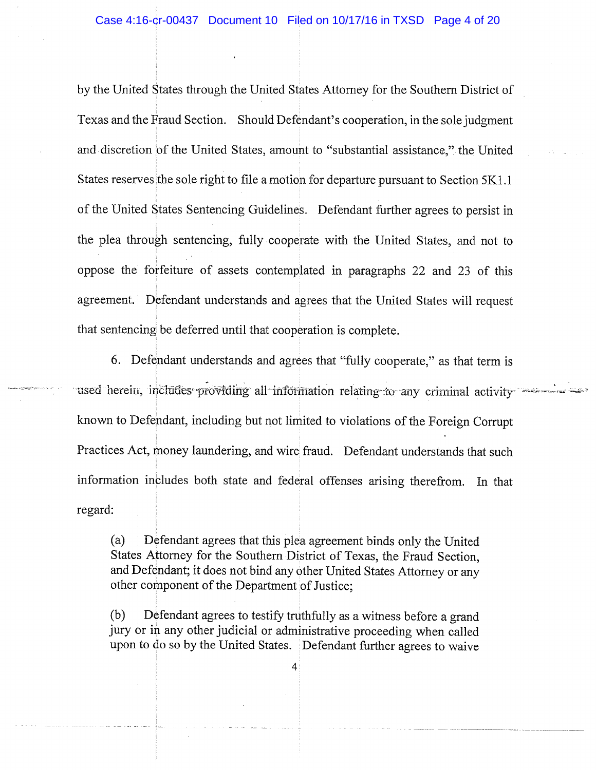by the United States through the United States Attorney for the Southern District of Texas and the Fraud Section. Should Defendant's cooperation, in the sole judgment and discretion of the United States, amount to "substantial assistance," the United States reserves the sole right to file a motion for departure pursuant to Section 5K1.1 of the United States Sentencing Guidelines. Defendant further agrees to persist in the plea through sentencing, fully cooperate with the United States, and not to oppose the forfeiture of assets contemplated in paragraphs 22 and 23 of this agreement. Defendant understands and agrees that the United States will request that sentencing be deferred until that cooperation is complete.

6. Defendant understands and agrees that "fully cooperate," as that term is used herein, includes providing all information relating to any criminal activity known to Defendant, including but not limited to violations of the Foreign Corrupt Practices Act, money laundering, and wire fraud. Defendant understands that such information includes both state and federal offenses arising therefrom. In that regard:

> (a) Defendant agrees that this plea agreement binds only the United States Attorney for the Southern District of Texas, the Fraud Section, and Defendant; it does not bind any other United States Attorney or any other component of the Department of Justice;
>
> (b) Defendant agrees to testify truthfully as a witness before a grand jury or in any other judicial or administrative proceeding when called upon to do so by the United States. Defendant further agrees to waive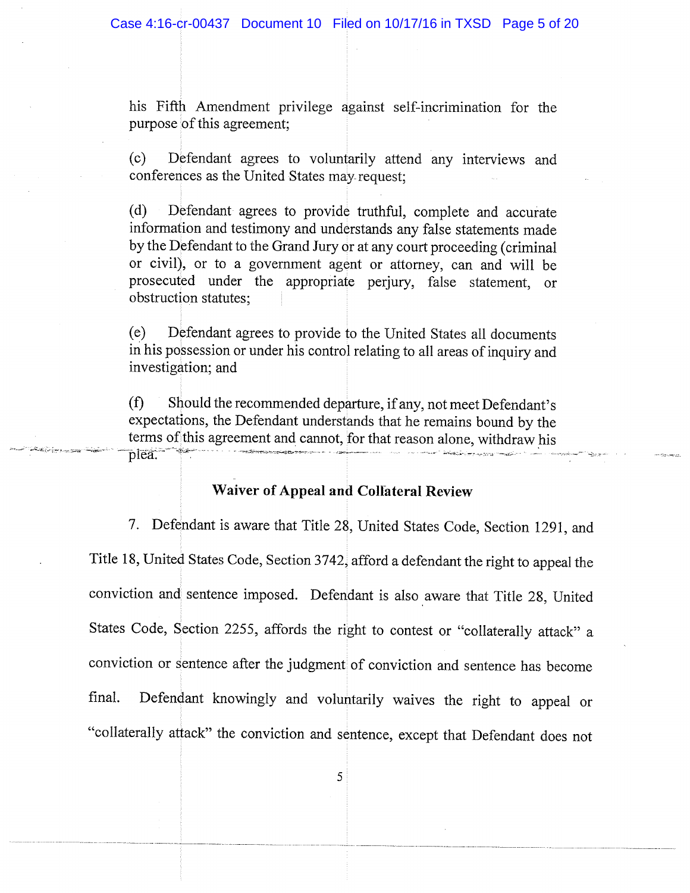his Fifth Amendment privilege against self-incrimination for the purpose of this agreement;

(c) Defendant agrees to voluntarily attend any interviews and conferences as the United States may request;

(d) Defendant agrees to provide truthful, complete and accurate information and testimony and understands any false statements made by the Defendant to the Grand Jury or at any court proceeding (criminal or civil), or to a government agent or attorney, can and will be prosecuted under the appropriate perjury, false statement, or obstruction statutes;

(e) Defendant agrees to provide to the United States all documents in his possession or under his control relating to all areas of inquiry and investigation; and

(f) Should the recommended departure, if any, not meet Defendant's expectations, the Defendant understands that he remains bound by the terms of this agreement and cannot, for that reason alone, withdraw his plea.

### Waiver of Appeal and Collateral Review

7. Defendant is aware that Title 28, United States Code, Section 1291, and Title 18, United States Code, Section 3742, afford a defendant the right to appeal the conviction and sentence imposed. Defendant is also aware that Title 28, United States Code, Section 2255, affords the right to contest or "collaterally attack" a conviction or sentence after the judgment of conviction and sentence has become final. Defendant knowingly and voluntarily waives the right to appeal or "collaterally attack" the conviction and sentence, except that Defendant does not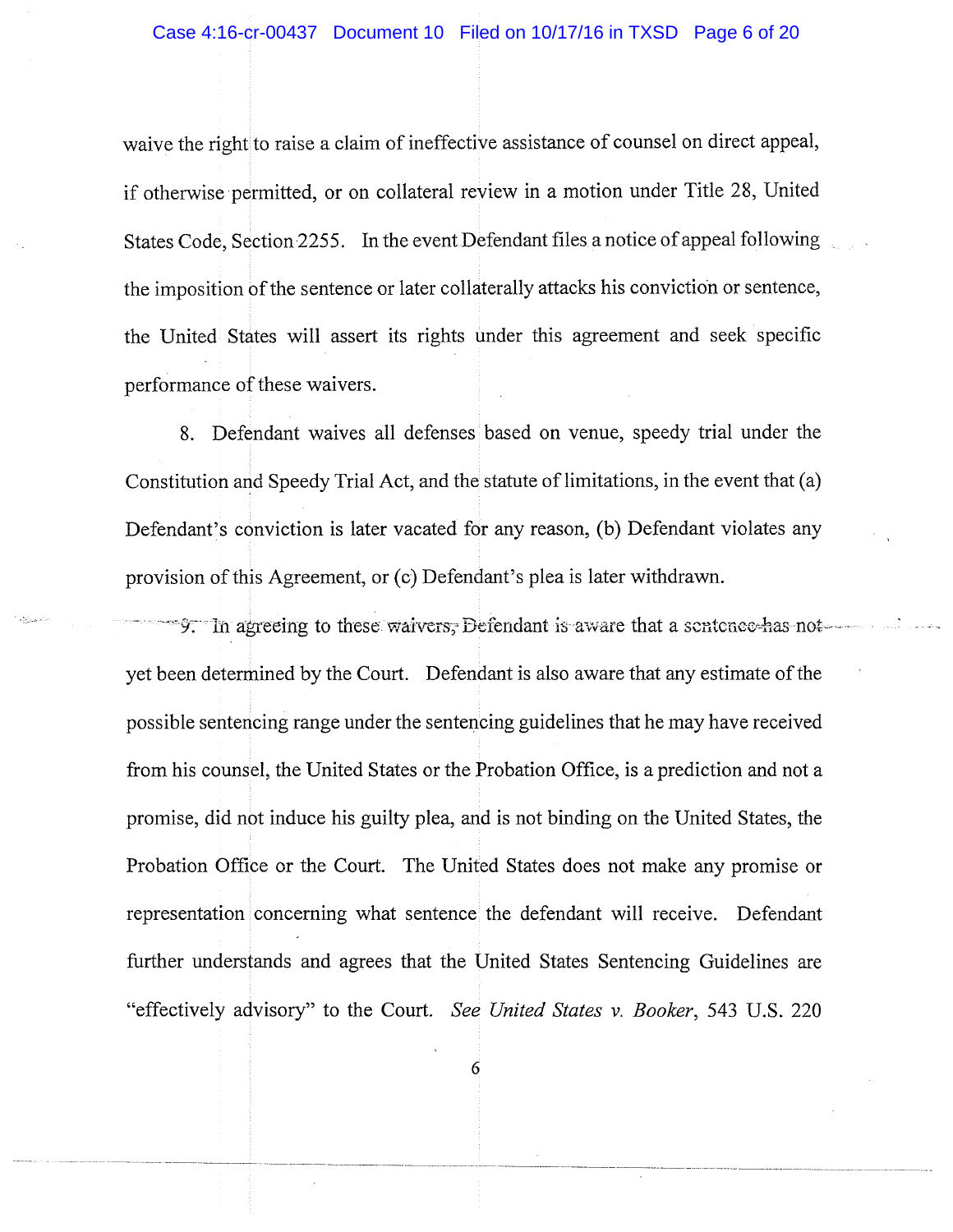waive the right to raise a claim of ineffective assistance of counsel on direct appeal, if otherwise permitted, or on collateral review in a motion under Title 28, United States Code, Section 2255. In the event Defendant files a notice of appeal following the imposition of the sentence or later collaterally attacks his conviction or sentence, the United States will assert its rights under this agreement and seek specific performance of these waivers.

8. Defendant waives all defenses based on venue, speedy trial under the Constitution and Speedy Trial Act, and the statute of limitations, in the event that (a) Defendant's conviction is later vacated for any reason, (b) Defendant violates any provision of this Agreement, or (c) Defendant's plea is later withdrawn.

9. In agreeing to these waivers, Defendant is aware that a sentence has not yet been determined by the Court. Defendant is also aware that any estimate of the possible sentencing range under the sentencing guidelines that he may have received from his counsel, the United States or the Probation Office, is a prediction and not a promise, did not induce his guilty plea, and is not binding on the United States, the Probation Office or the Court. The United States does not make any promise or representation concerning what sentence the defendant will receive. Defendant further understands and agrees that the United States Sentencing Guidelines are "effectively advisory" to the Court. *See United States v. Booker*, 543 U.S. 220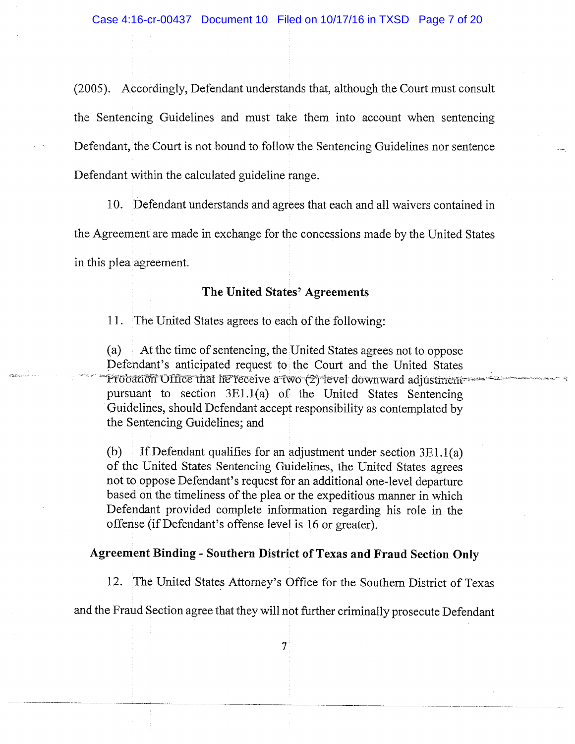(2005). Accordingly, Defendant understands that, although the Court must consult the Sentencing Guidelines and must take them into account when sentencing Defendant, the Court is not bound to follow the Sentencing Guidelines nor sentence Defendant within the calculated guideline range.

10. Defendant understands and agrees that each and all waivers contained in the Agreement are made in exchange for the concessions made by the United States in this plea agreement.

### The United States' Agreements

11. The United States agrees to each of the following:

> (a) At the time of sentencing, the United States agrees not to oppose Defendant's anticipated request to the Court and the United States Probation Office that he receive a two (2) level downward adjustment pursuant to section 3E1.1(a) of the United States Sentencing Guidelines, should Defendant accept responsibility as contemplated by the Sentencing Guidelines; and
>
> (b) If Defendant qualifies for an adjustment under section 3E1.1(a) of the United States Sentencing Guidelines, the United States agrees not to oppose Defendant's request for an additional one-level departure based on the timeliness of the plea or the expeditious manner in which Defendant provided complete information regarding his role in the offense (if Defendant's offense level is 16 or greater).

### Agreement Binding - Southern District of Texas and Fraud Section Only

12. The United States Attorney's Office for the Southern District of Texas and the Fraud Section agree that they will not further criminally prosecute Defendant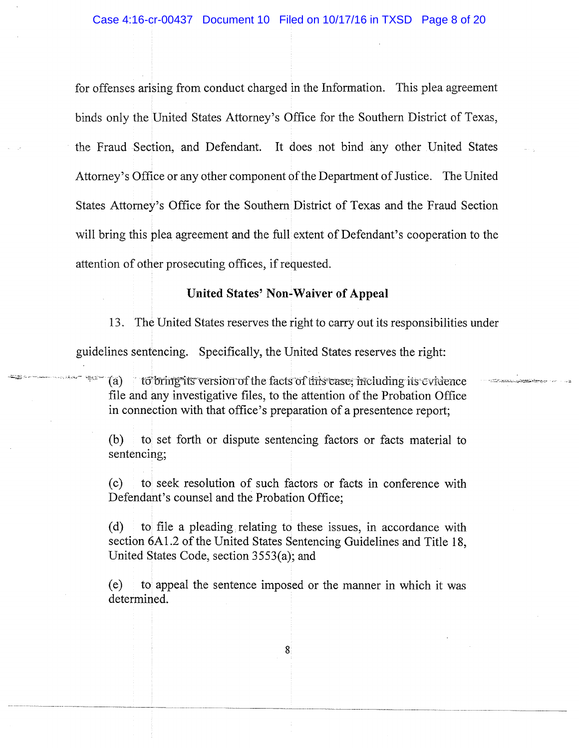for offenses arising from conduct charged in the Information. This plea agreement binds only the United States Attorney's Office for the Southern District of Texas, the Fraud Section, and Defendant. It does not bind any other United States Attorney's Office or any other component of the Department of Justice. The United States Attorney's Office for the Southern District of Texas and the Fraud Section will bring this plea agreement and the full extent of Defendant's cooperation to the attention of other prosecuting offices, if requested.

**United States' Non-Waiver of Appeal**

13. The United States reserves the right to carry out its responsibilities under guidelines sentencing. Specifically, the United States reserves the right:

(a) to bring its version of the facts of this case, including its evidence file and any investigative files, to the attention of the Probation Office in connection with that office's preparation of a presentence report;

(b) to set forth or dispute sentencing factors or facts material to sentencing;

(c) to seek resolution of such factors or facts in conference with Defendant's counsel and the Probation Office;

(d) to file a pleading relating to these issues, in accordance with section 6A1.2 of the United States Sentencing Guidelines and Title 18, United States Code, section 3553(a); and

(e) to appeal the sentence imposed or the manner in which it was determined.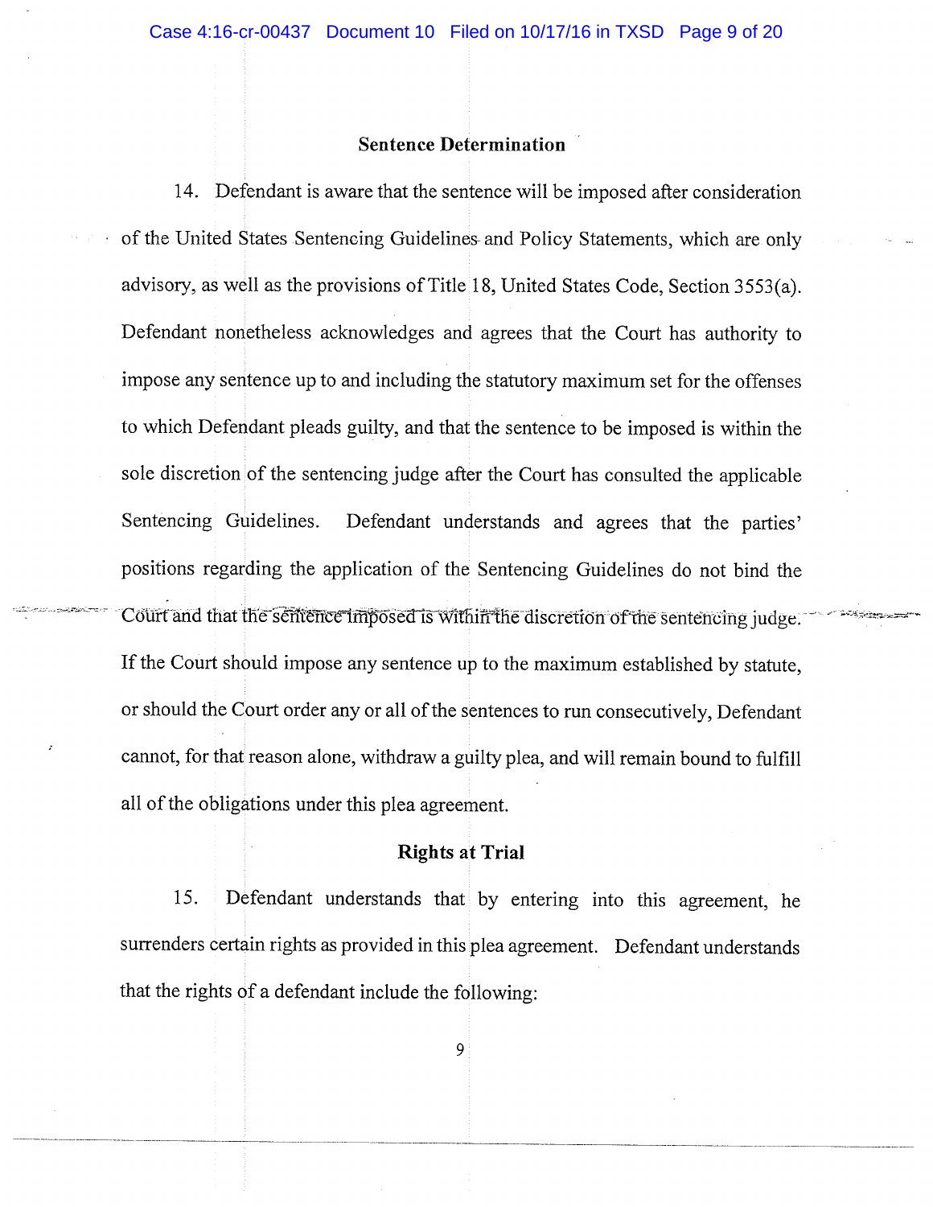## Sentence Determination

14. Defendant is aware that the sentence will be imposed after consideration of the United States Sentencing Guidelines and Policy Statements, which are only advisory, as well as the provisions of Title 18, United States Code, Section 3553(a). Defendant nonetheless acknowledges and agrees that the Court has authority to impose any sentence up to and including the statutory maximum set for the offenses to which Defendant pleads guilty, and that the sentence to be imposed is within the sole discretion of the sentencing judge after the Court has consulted the applicable Sentencing Guidelines. Defendant understands and agrees that the parties' positions regarding the application of the Sentencing Guidelines do not bind the Court and that the sentence imposed is within the discretion of the sentencing judge. If the Court should impose any sentence up to the maximum established by statute, or should the Court order any or all of the sentences to run consecutively, Defendant cannot, for that reason alone, withdraw a guilty plea, and will remain bound to fulfill all of the obligations under this plea agreement.

## Rights at Trial

15. Defendant understands that by entering into this agreement, he surrenders certain rights as provided in this plea agreement. Defendant understands that the rights of a defendant include the following: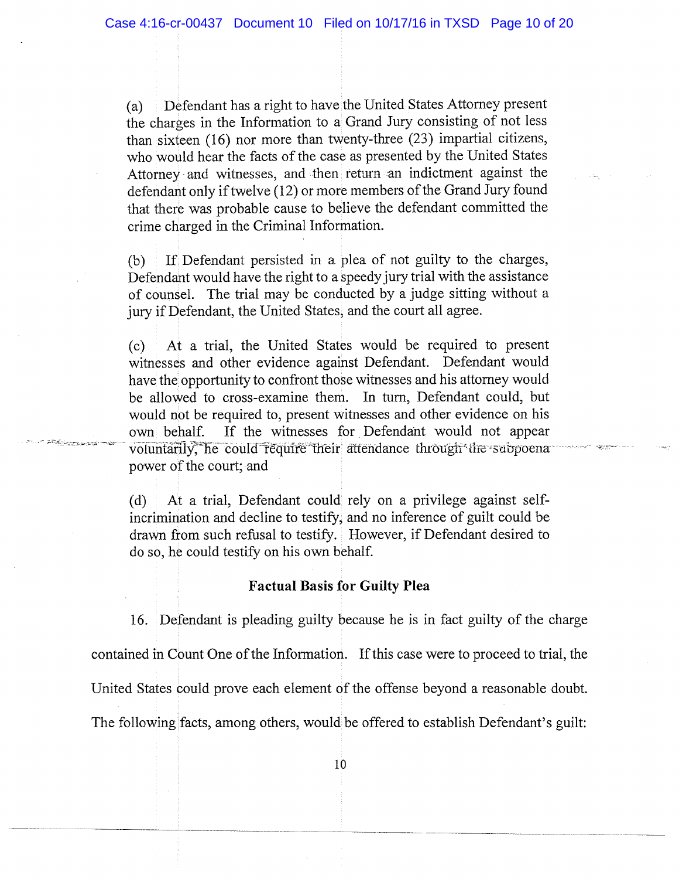(a) Defendant has a right to have the United States Attorney present the charges in the Information to a Grand Jury consisting of not less than sixteen (16) nor more than twenty-three (23) impartial citizens, who would hear the facts of the case as presented by the United States Attorney and witnesses, and then return an indictment against the defendant only if twelve (12) or more members of the Grand Jury found that there was probable cause to believe the defendant committed the crime charged in the Criminal Information.

(b) If Defendant persisted in a plea of not guilty to the charges, Defendant would have the right to a speedy jury trial with the assistance of counsel. The trial may be conducted by a judge sitting without a jury if Defendant, the United States, and the court all agree.

(c) At a trial, the United States would be required to present witnesses and other evidence against Defendant. Defendant would have the opportunity to confront those witnesses and his attorney would be allowed to cross-examine them. In turn, Defendant could, but would not be required to, present witnesses and other evidence on his own behalf. If the witnesses for Defendant would not appear voluntarily, he could require their attendance through the subpoena power of the court; and

(d) At a trial, Defendant could rely on a privilege against self-incrimination and decline to testify, and no inference of guilt could be drawn from such refusal to testify. However, if Defendant desired to do so, he could testify on his own behalf.

**Factual Basis for Guilty Plea**

16. Defendant is pleading guilty because he is in fact guilty of the charge contained in Count One of the Information. If this case were to proceed to trial, the United States could prove each element of the offense beyond a reasonable doubt. The following facts, among others, would be offered to establish Defendant's guilt: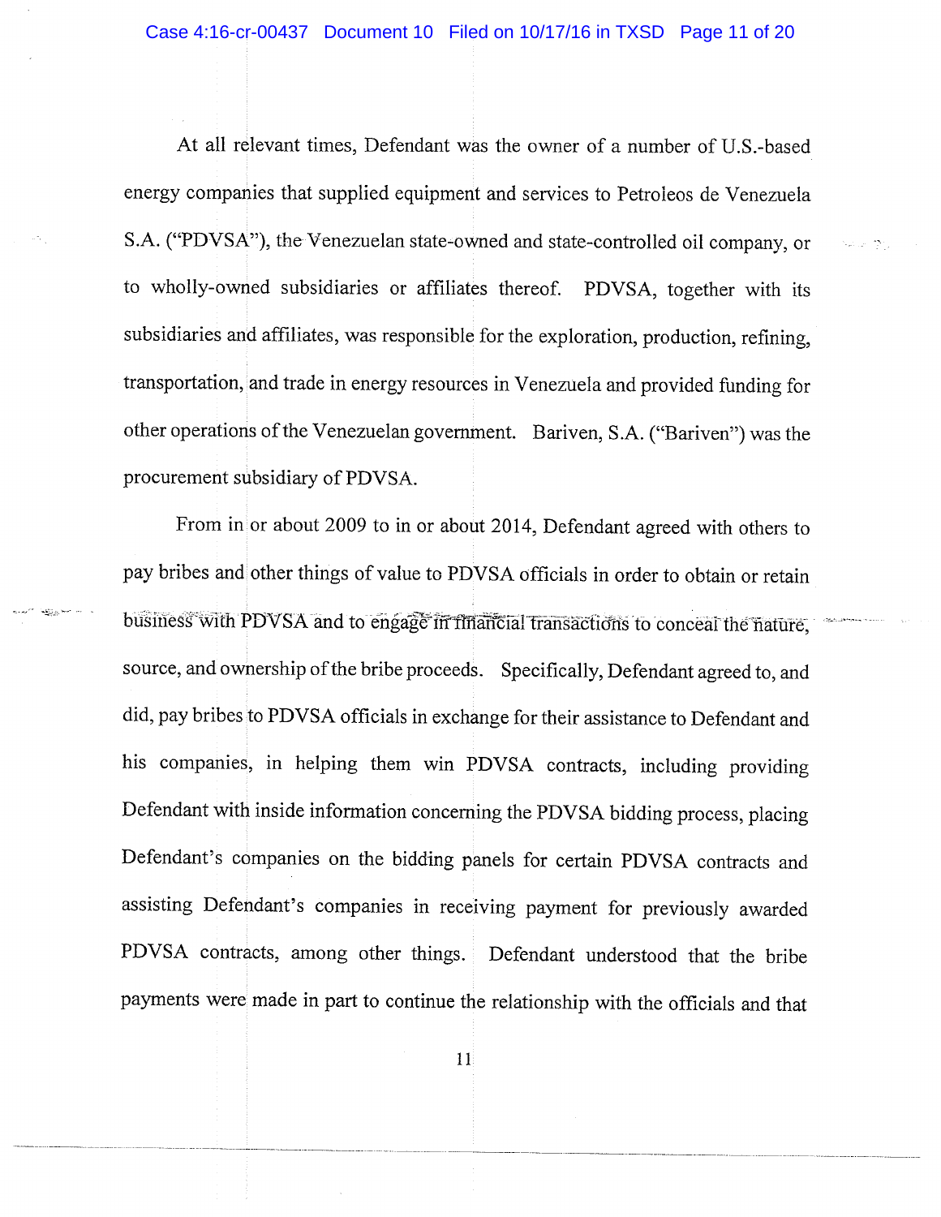At all relevant times, Defendant was the owner of a number of U.S.-based energy companies that supplied equipment and services to Petroleos de Venezuela S.A. ("PDVSA"), the Venezuelan state-owned and state-controlled oil company, or to wholly-owned subsidiaries or affiliates thereof. PDVSA, together with its subsidiaries and affiliates, was responsible for the exploration, production, refining, transportation, and trade in energy resources in Venezuela and provided funding for other operations of the Venezuelan government. Bariven, S.A. ("Bariven") was the procurement subsidiary of PDVSA.

From in or about 2009 to in or about 2014, Defendant agreed with others to pay bribes and other things of value to PDVSA officials in order to obtain or retain business with PDVSA and to engage in financial transactions to conceal the nature, source, and ownership of the bribe proceeds. Specifically, Defendant agreed to, and did, pay bribes to PDVSA officials in exchange for their assistance to Defendant and his companies, in helping them win PDVSA contracts, including providing Defendant with inside information concerning the PDVSA bidding process, placing Defendant's companies on the bidding panels for certain PDVSA contracts and assisting Defendant's companies in receiving payment for previously awarded PDVSA contracts, among other things. Defendant understood that the bribe payments were made in part to continue the relationship with the officials and that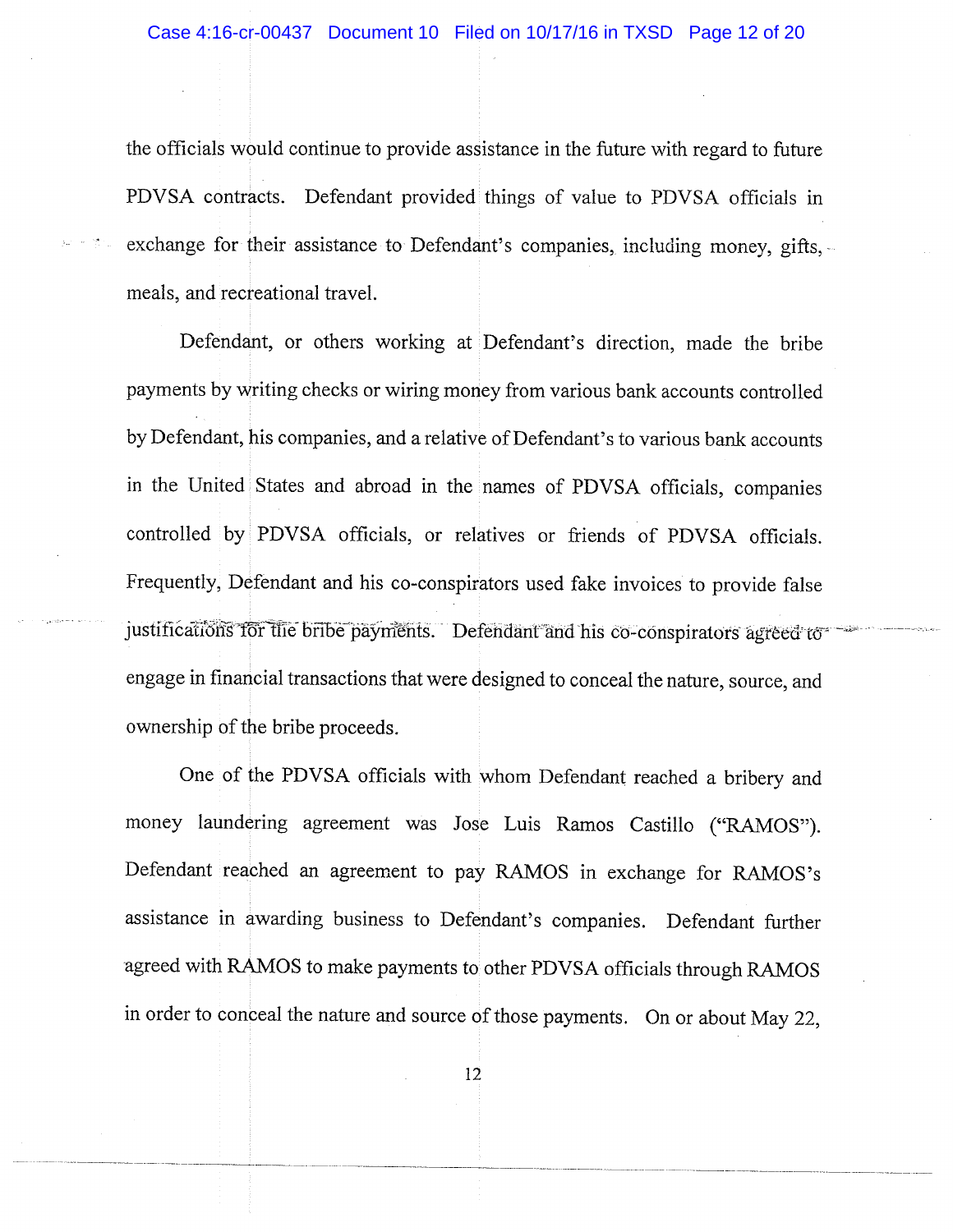the officials would continue to provide assistance in the future with regard to future PDVSA contracts. Defendant provided things of value to PDVSA officials in exchange for their assistance to Defendant's companies, including money, gifts, meals, and recreational travel.

Defendant, or others working at Defendant's direction, made the bribe payments by writing checks or wiring money from various bank accounts controlled by Defendant, his companies, and a relative of Defendant's to various bank accounts in the United States and abroad in the names of PDVSA officials, companies controlled by PDVSA officials, or relatives or friends of PDVSA officials. Frequently, Defendant and his co-conspirators used fake invoices to provide false justifications for the bribe payments. Defendant and his co-conspirators agreed to engage in financial transactions that were designed to conceal the nature, source, and ownership of the bribe proceeds.

One of the PDVSA officials with whom Defendant reached a bribery and money laundering agreement was Jose Luis Ramos Castillo ("RAMOS"). Defendant reached an agreement to pay RAMOS in exchange for RAMOS's assistance in awarding business to Defendant's companies. Defendant further agreed with RAMOS to make payments to other PDVSA officials through RAMOS in order to conceal the nature and source of those payments. On or about May 22,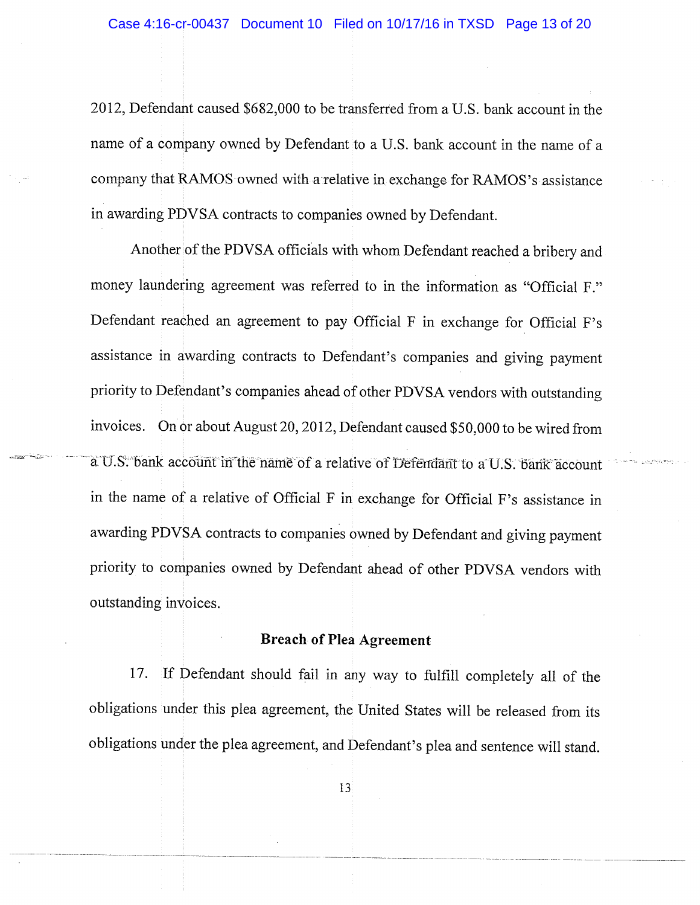2012, Defendant caused $682,000 to be transferred from a U.S. bank account in the name of a company owned by Defendant to a U.S. bank account in the name of a company that RAMOS owned with a relative in exchange for RAMOS's assistance in awarding PDVSA contracts to companies owned by Defendant.

Another of the PDVSA officials with whom Defendant reached a bribery and money laundering agreement was referred to in the information as "Official F." Defendant reached an agreement to pay Official F in exchange for Official F's assistance in awarding contracts to Defendant's companies and giving payment priority to Defendant's companies ahead of other PDVSA vendors with outstanding invoices. On or about August 20, 2012, Defendant caused $50,000 to be wired from a U.S. bank account in the name of a relative of Defendant to a U.S. bank account in the name of a relative of Official F in exchange for Official F's assistance in awarding PDVSA contracts to companies owned by Defendant and giving payment priority to companies owned by Defendant ahead of other PDVSA vendors with outstanding invoices.

**Breach of Plea Agreement**

17. If Defendant should fail in any way to fulfill completely all of the obligations under this plea agreement, the United States will be released from its obligations under the plea agreement, and Defendant's plea and sentence will stand.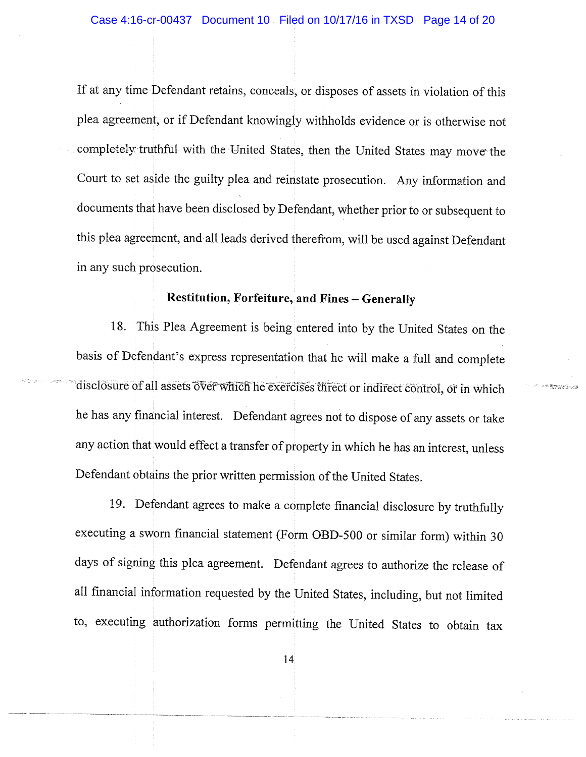If at any time Defendant retains, conceals, or disposes of assets in violation of this plea agreement, or if Defendant knowingly withholds evidence or is otherwise not completely truthful with the United States, then the United States may move the Court to set aside the guilty plea and reinstate prosecution. Any information and documents that have been disclosed by Defendant, whether prior to or subsequent to this plea agreement, and all leads derived therefrom, will be used against Defendant in any such prosecution.

**Restitution, Forfeiture, and Fines – Generally**

18. This Plea Agreement is being entered into by the United States on the basis of Defendant's express representation that he will make a full and complete disclosure of all assets over which he exercises direct or indirect control, or in which he has any financial interest. Defendant agrees not to dispose of any assets or take any action that would effect a transfer of property in which he has an interest, unless Defendant obtains the prior written permission of the United States.

19. Defendant agrees to make a complete financial disclosure by truthfully executing a sworn financial statement (Form OBD-500 or similar form) within 30 days of signing this plea agreement. Defendant agrees to authorize the release of all financial information requested by the United States, including, but not limited to, executing authorization forms permitting the United States to obtain tax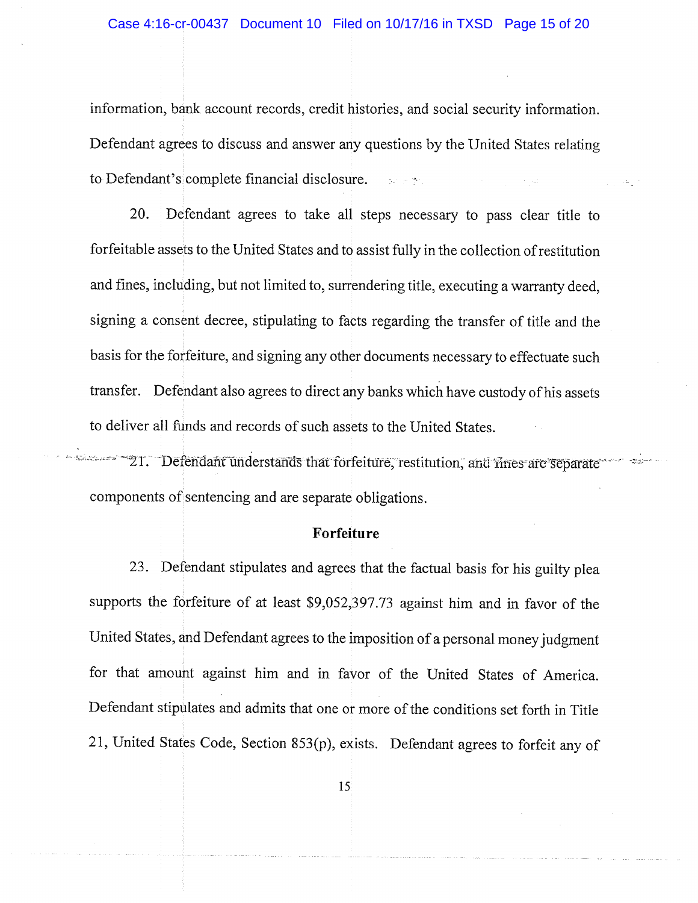information, bank account records, credit histories, and social security information. Defendant agrees to discuss and answer any questions by the United States relating to Defendant's complete financial disclosure.

20. Defendant agrees to take all steps necessary to pass clear title to forfeitable assets to the United States and to assist fully in the collection of restitution and fines, including, but not limited to, surrendering title, executing a warranty deed, signing a consent decree, stipulating to facts regarding the transfer of title and the basis for the forfeiture, and signing any other documents necessary to effectuate such transfer. Defendant also agrees to direct any banks which have custody of his assets to deliver all funds and records of such assets to the United States.

21. Defendant understands that forfeiture, restitution, and fines are separate components of sentencing and are separate obligations.

**Forfeiture**

23. Defendant stipulates and agrees that the factual basis for his guilty plea supports the forfeiture of at least $9,052,397.73 against him and in favor of the United States, and Defendant agrees to the imposition of a personal money judgment for that amount against him and in favor of the United States of America. Defendant stipulates and admits that one or more of the conditions set forth in Title 21, United States Code, Section 853(p), exists. Defendant agrees to forfeit any of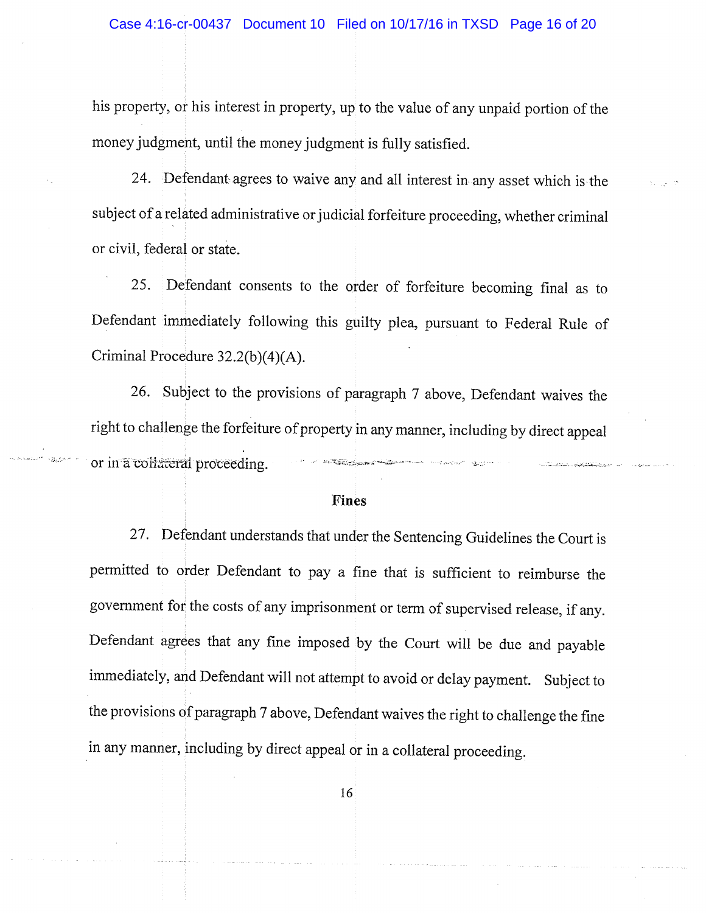his property, or his interest in property, up to the value of any unpaid portion of the money judgment, until the money judgment is fully satisfied.

24. Defendant agrees to waive any and all interest in any asset which is the subject of a related administrative or judicial forfeiture proceeding, whether criminal or civil, federal or state.

25. Defendant consents to the order of forfeiture becoming final as to Defendant immediately following this guilty plea, pursuant to Federal Rule of Criminal Procedure 32.2(b)(4)(A).

26. Subject to the provisions of paragraph 7 above, Defendant waives the right to challenge the forfeiture of property in any manner, including by direct appeal or in a collateral proceeding.

**Fines**

27. Defendant understands that under the Sentencing Guidelines the Court is permitted to order Defendant to pay a fine that is sufficient to reimburse the government for the costs of any imprisonment or term of supervised release, if any. Defendant agrees that any fine imposed by the Court will be due and payable immediately, and Defendant will not attempt to avoid or delay payment. Subject to the provisions of paragraph 7 above, Defendant waives the right to challenge the fine in any manner, including by direct appeal or in a collateral proceeding.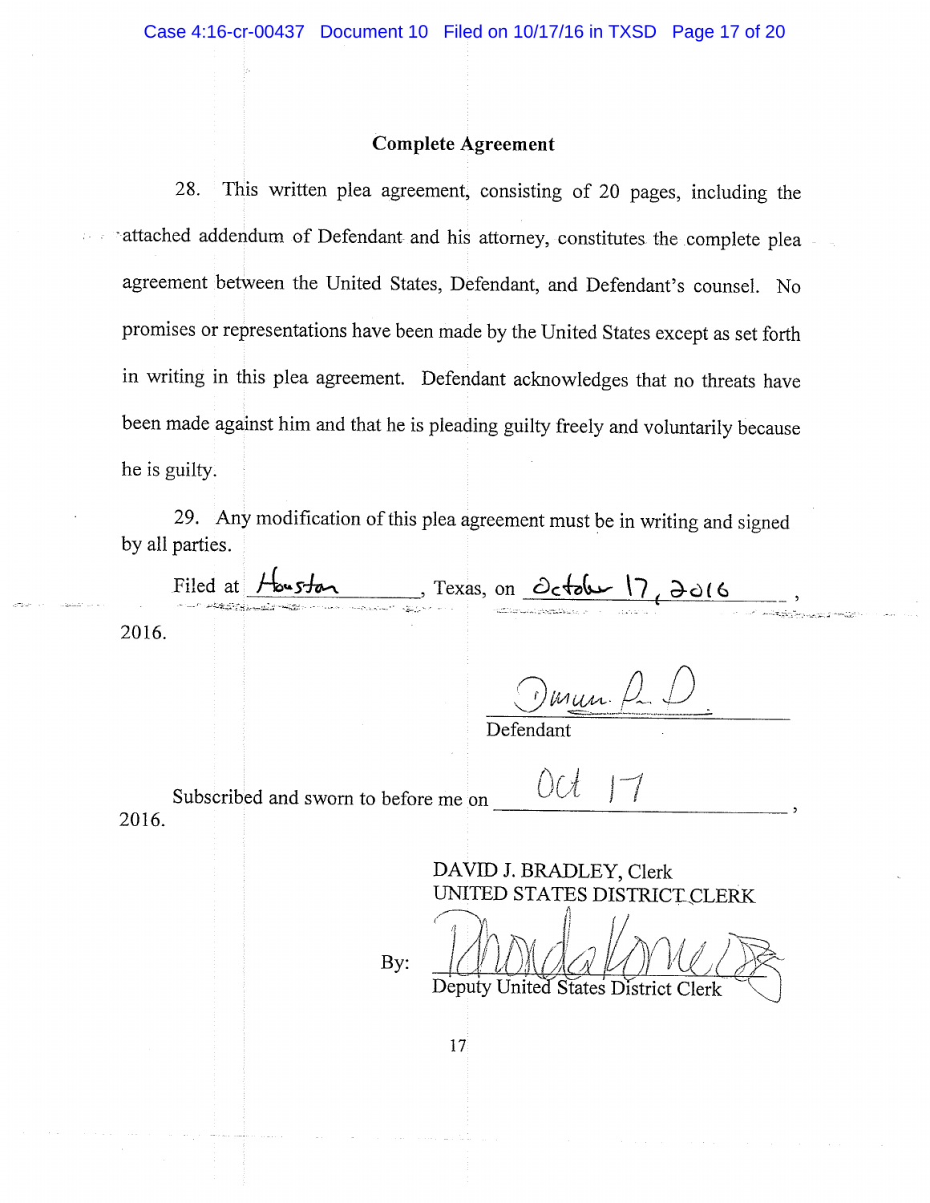## Complete Agreement

28. This written plea agreement, consisting of 20 pages, including the attached addendum of Defendant and his attorney, constitutes the complete plea agreement between the United States, Defendant, and Defendant's counsel. No promises or representations have been made by the United States except as set forth in writing in this plea agreement. Defendant acknowledges that no threats have been made against him and that he is pleading guilty freely and voluntarily because he is guilty.

29. Any modification of this plea agreement must be in writing and signed by all parties.

Filed at Houston, Texas, on October 17, 2016, 2016.

_______________________
Defendant

Subscribed and sworn to before me on Oct 17, 2016.

DAVID J. BRADLEY, Clerk
UNITED STATES DISTRICT CLERK

By: _______________________
Deputy United States District Clerk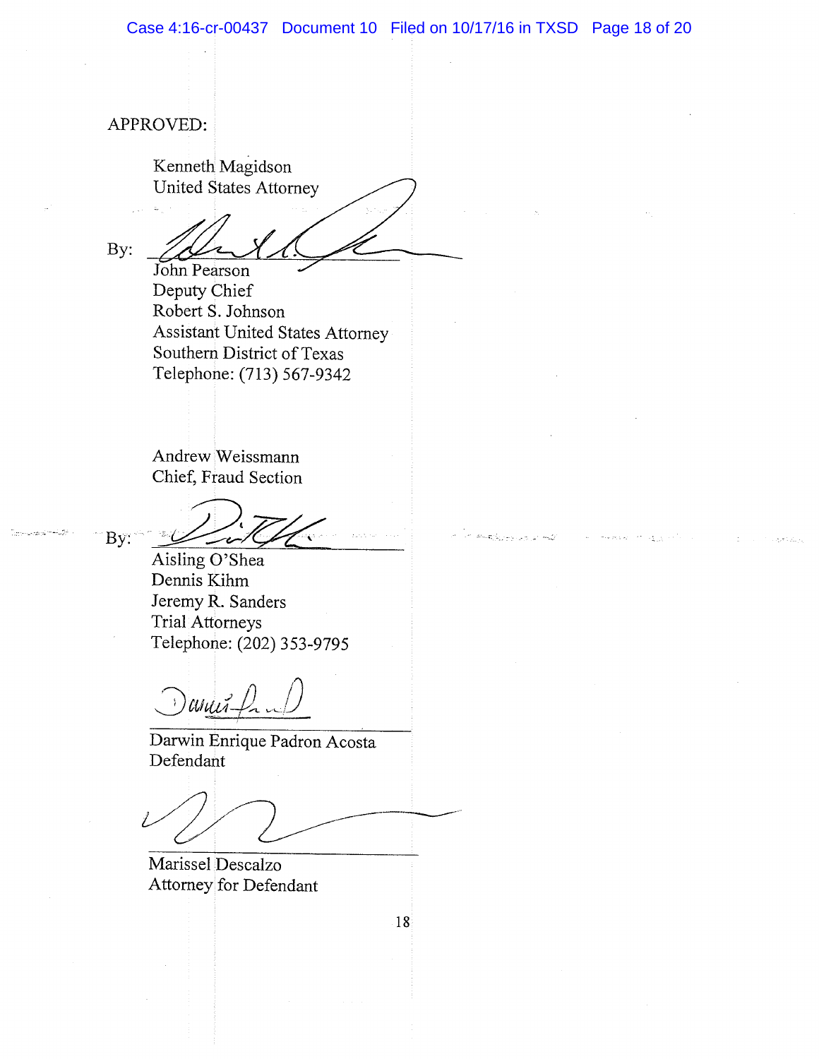APPROVED:

Kenneth Magidson
United States Attorney

By: ______________________________
John Pearson
Deputy Chief
Robert S. Johnson
Assistant United States Attorney
Southern District of Texas
Telephone: (713) 567-9342

Andrew Weissmann
Chief, Fraud Section

By: ______________________________
Aisling O'Shea
Dennis Kihm
Jeremy R. Sanders
Trial Attorneys
Telephone: (202) 353-9795

______________________________
Darwin Enrique Padron Acosta
Defendant

______________________________
Marissel Descalzo
Attorney for Defendant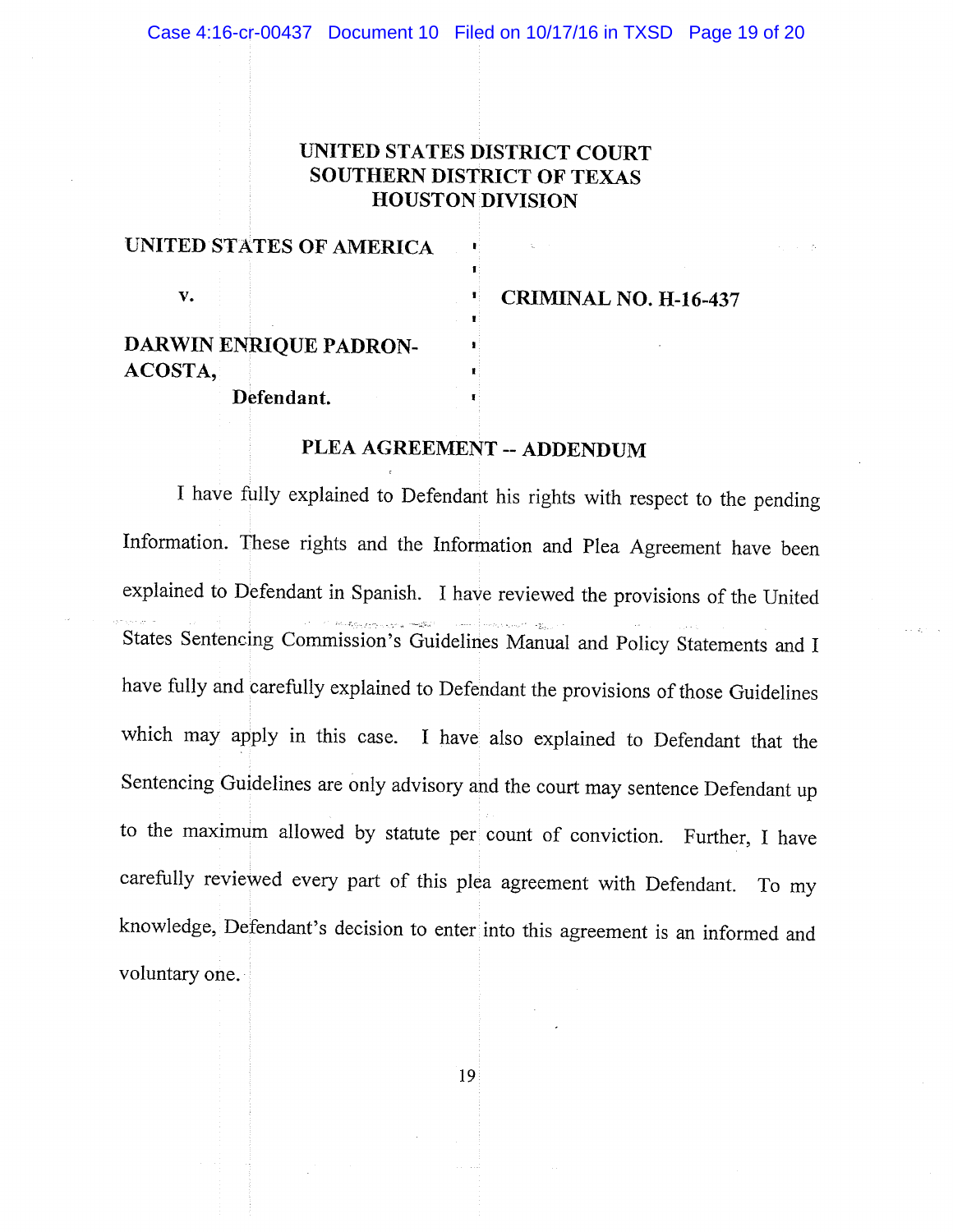**UNITED STATES DISTRICT COURT**
**SOUTHERN DISTRICT OF TEXAS**
**HOUSTON DIVISION**

| | | |
|---|---|---|
| **UNITED STATES OF AMERICA** | § | |
| | § | |
| **v.** | § | **CRIMINAL NO. H-16-437** |
| | § | |
| **DARWIN ENRIQUE PADRON-ACOSTA,** | § | |
| **Defendant.** | § | |

## PLEA AGREEMENT -- ADDENDUM

I have fully explained to Defendant his rights with respect to the pending Information. These rights and the Information and Plea Agreement have been explained to Defendant in Spanish. I have reviewed the provisions of the United States Sentencing Commission's Guidelines Manual and Policy Statements and I have fully and carefully explained to Defendant the provisions of those Guidelines which may apply in this case. I have also explained to Defendant that the Sentencing Guidelines are only advisory and the court may sentence Defendant up to the maximum allowed by statute per count of conviction. Further, I have carefully reviewed every part of this plea agreement with Defendant. To my knowledge, Defendant's decision to enter into this agreement is an informed and voluntary one.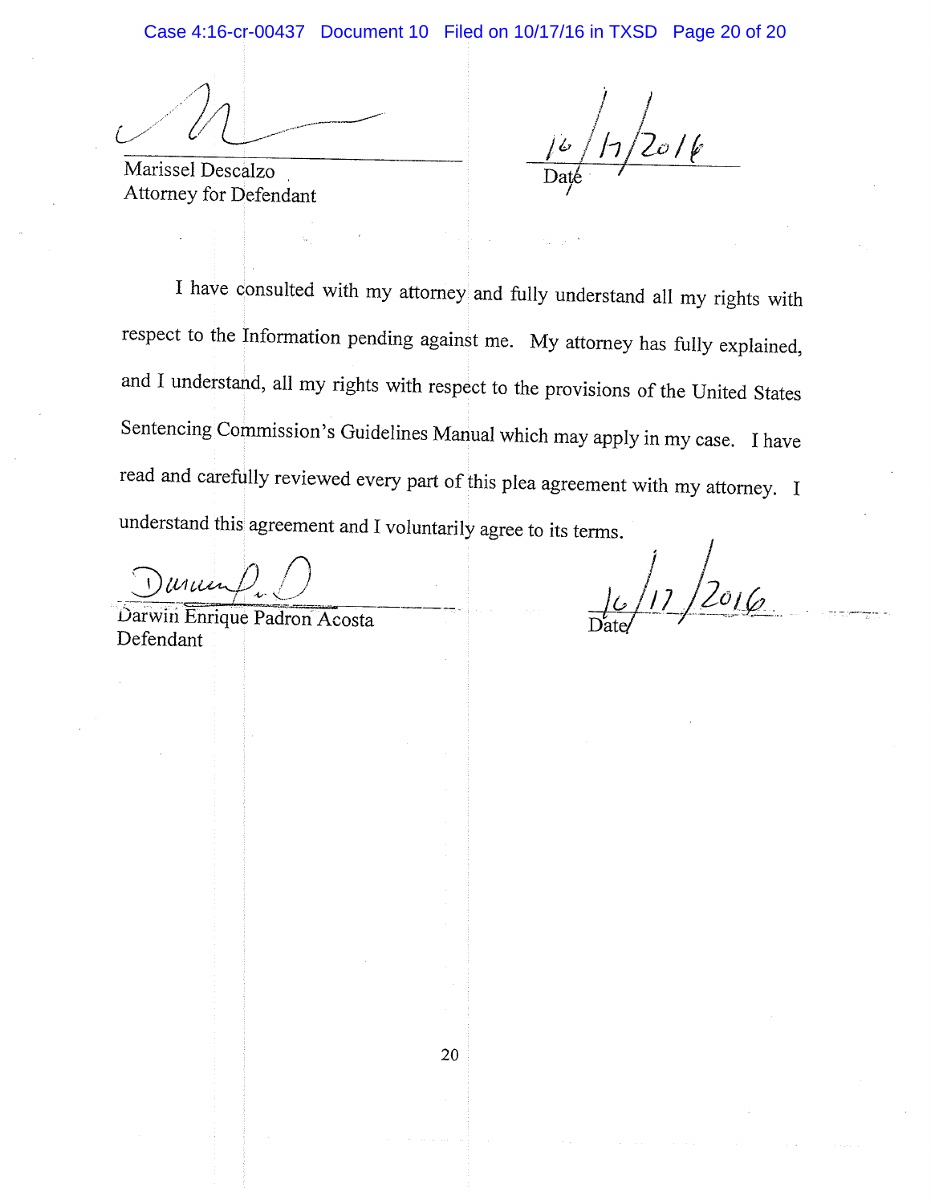Marissel Descalzo
Attorney for Defendant

10/17/2016
Date

I have consulted with my attorney and fully understand all my rights with respect to the Information pending against me. My attorney has fully explained, and I understand, all my rights with respect to the provisions of the United States Sentencing Commission's Guidelines Manual which may apply in my case. I have read and carefully reviewed every part of this plea agreement with my attorney. I understand this agreement and I voluntarily agree to its terms.

Darwin Enrique Padron Acosta
Defendant

10/17/2016
Date